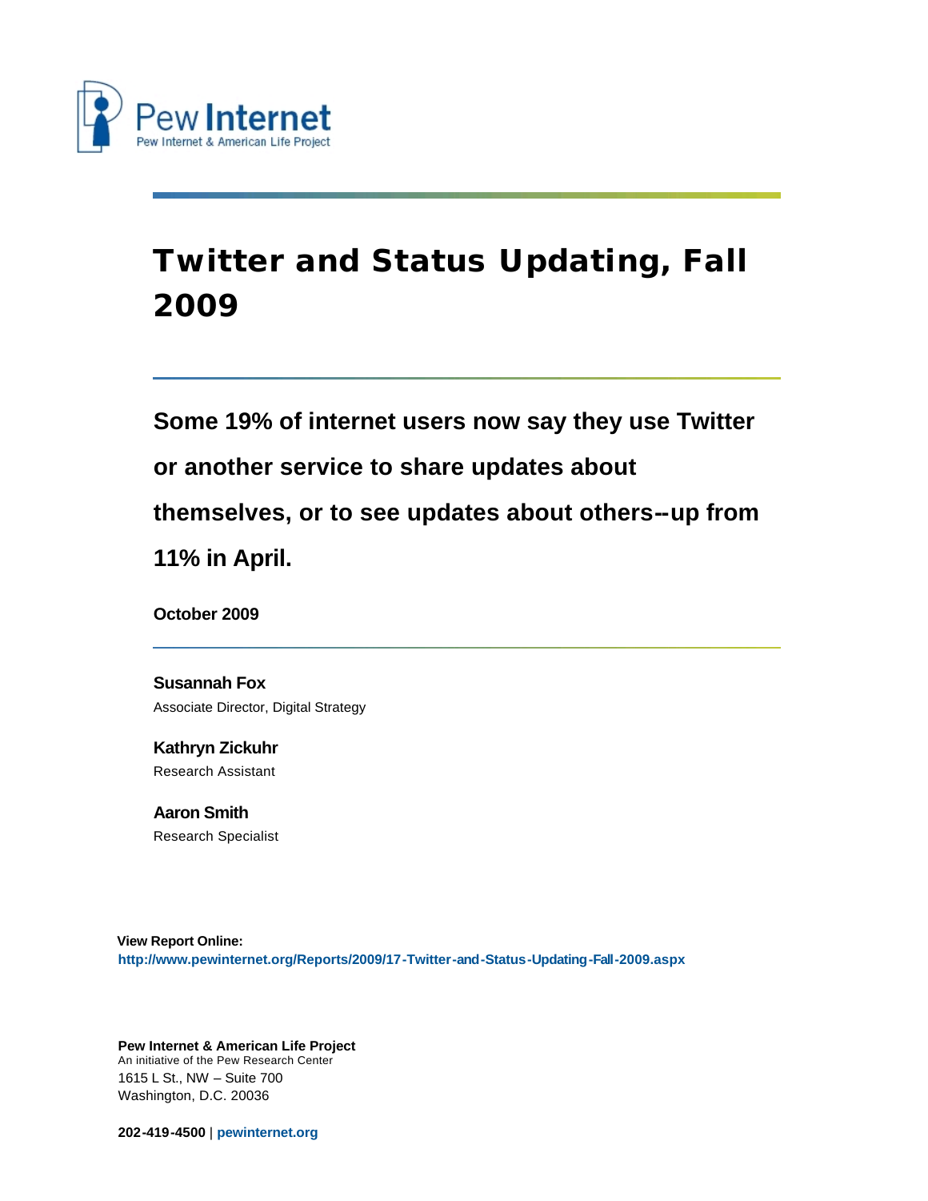Pew Internet

Pew Internet & American Life Project

# Twitter and Status Updating, Fall 2009

**Some 19% of internet users now say they use Twitter or another service to share updates about themselves, or to see updates about others--up from 11% in April.**

**October 2009**

**Susannah Fox**
Associate Director, Digital Strategy

**Kathryn Zickuhr**
Research Assistant

**Aaron Smith**
Research Specialist

**View Report Online:**
**http://www.pewinternet.org/Reports/2009/17-Twitter-and-Status-Updating-Fall-2009.aspx**

**Pew Internet & American Life Project**
An initiative of the Pew Research Center
1615 L St., NW – Suite 700
Washington, D.C. 20036

**202-419-4500** | **pewinternet.org**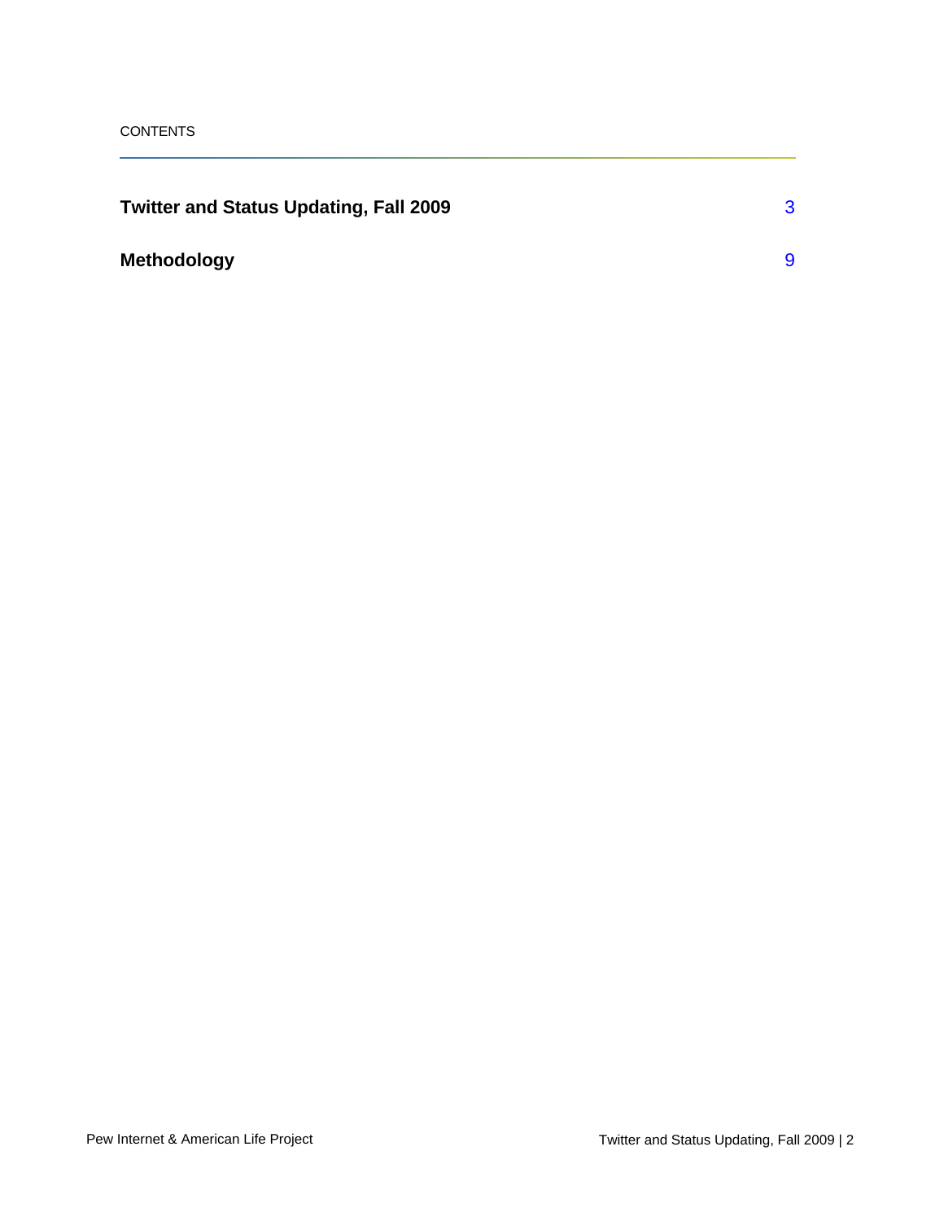CONTENTS

| | |
|---|---|
| **Twitter and Status Updating, Fall 2009** | 3 |
| **Methodology** | 9 |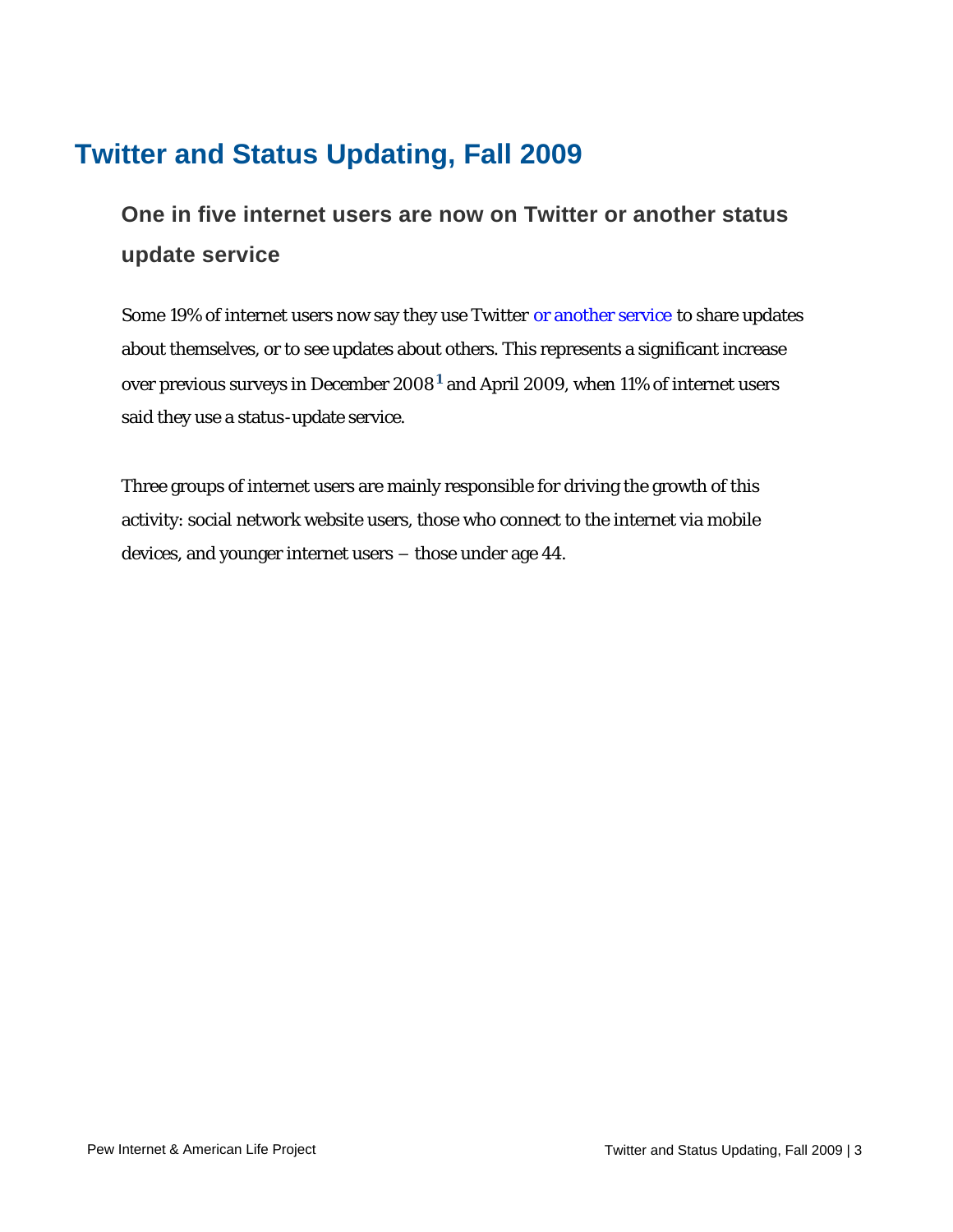# Twitter and Status Updating, Fall 2009

## One in five internet users are now on Twitter or another status update service

Some 19% of internet users now say they use Twitter or another service to share updates about themselves, or to see updates about others. This represents a significant increase over previous surveys in December 2008[1] and April 2009, when 11% of internet users said they use a status-update service.

Three groups of internet users are mainly responsible for driving the growth of this activity: social network website users, those who connect to the internet via mobile devices, and younger internet users – those under age 44.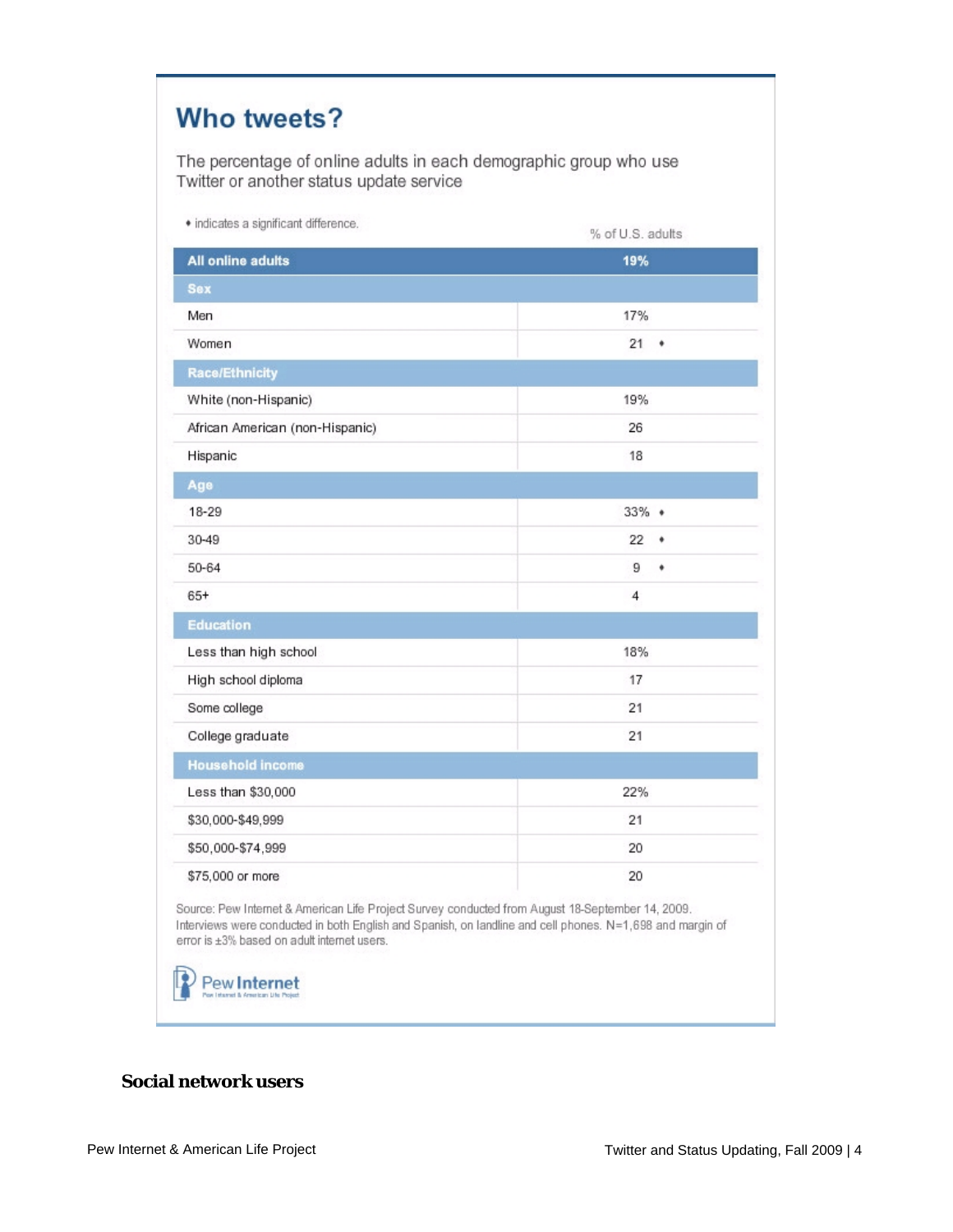## Who tweets?

The percentage of online adults in each demographic group who use Twitter or another status update service

◆ indicates a significant difference.

| | % of U.S. adults |
|---|---|
| **All online adults** | **19%** |
| **Sex** | |
| Men | 17% |
| Women | 21 ◆ |
| **Race/Ethnicity** | |
| White (non-Hispanic) | 19% |
| African American (non-Hispanic) | 26 |
| Hispanic | 18 |
| **Age** | |
| 18-29 | 33% ◆ |
| 30-49 | 22 ◆ |
| 50-64 | 9 ◆ |
| 65+ | 4 |
| **Education** | |
| Less than high school | 18% |
| High school diploma | 17 |
| Some college | 21 |
| College graduate | 21 |
| **Household income** | |
| Less than $30,000 | 22% |
| $30,000-$49,999 | 21 |
| $50,000-$74,999 | 20 |
| $75,000 or more | 20 |

Source: Pew Internet & American Life Project Survey conducted from August 18-September 14, 2009. Interviews were conducted in both English and Spanish, on landline and cell phones. N=1,698 and margin of error is ±3% based on adult internet users.

Pew Internet

### Social network users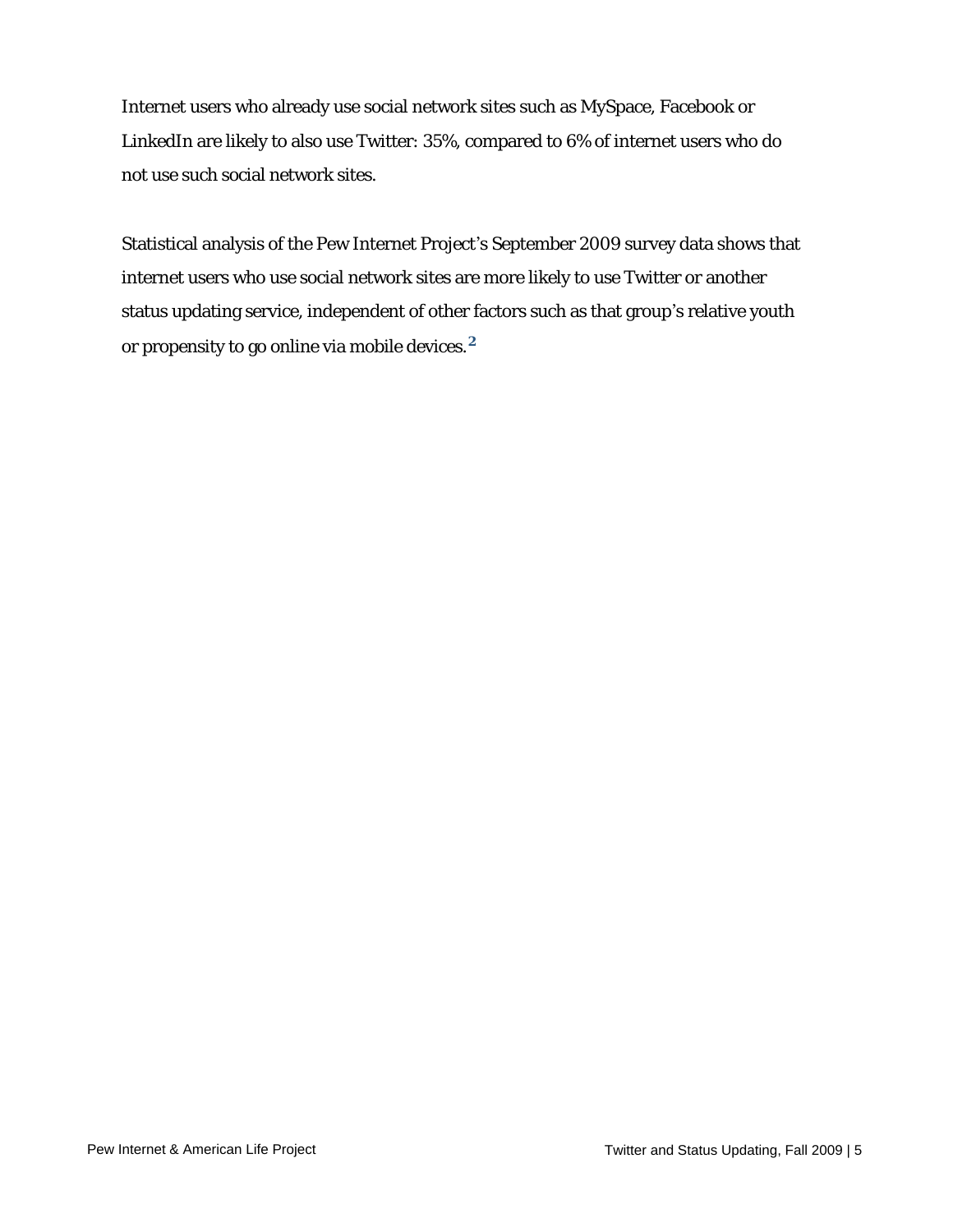Internet users who already use social network sites such as MySpace, Facebook or LinkedIn are likely to also use Twitter: 35%, compared to 6% of internet users who do not use such social network sites.

Statistical analysis of the Pew Internet Project's September 2009 survey data shows that internet users who use social network sites are more likely to use Twitter or another status updating service, independent of other factors such as that group's relative youth or propensity to go online via mobile devices.[2]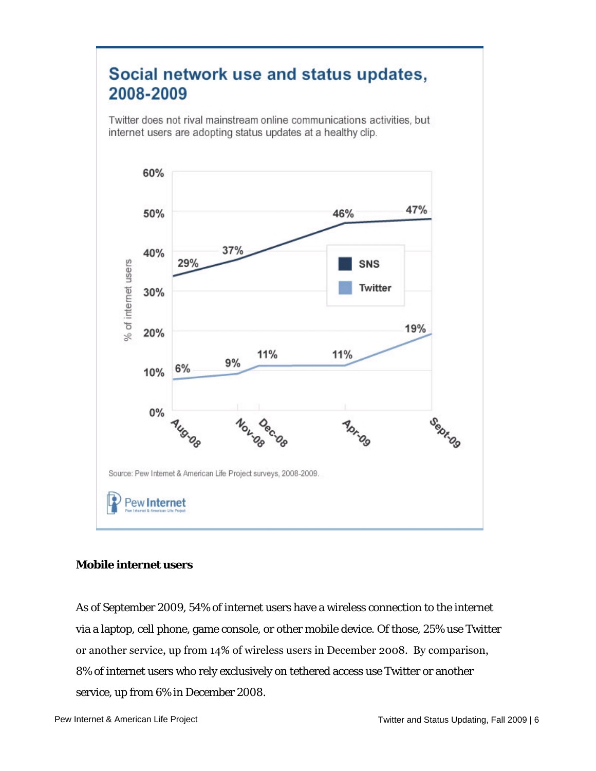## Social network use and status updates, 2008-2009

Twitter does not rival mainstream online communications activities, but internet users are adopting status updates at a healthy clip.

| % of internet users | Aug-08 | Nov-08 | Dec-08 | Apr-09 | Sept-09 |
|---|---|---|---|---|---|
| SNS | 29% | 37% | | 46% | 47% |
| Twitter | 6% | 9% | 11% | 11% | 19% |

Source: Pew Internet & American Life Project surveys, 2008-2009.

**Mobile internet users**

As of September 2009, 54% of internet users have a wireless connection to the internet via a laptop, cell phone, game console, or other mobile device. Of those, 25% use Twitter or another service, up from 14% of wireless users in December 2008. By comparison, 8% of internet users who rely exclusively on tethered access use Twitter or another service, up from 6% in December 2008.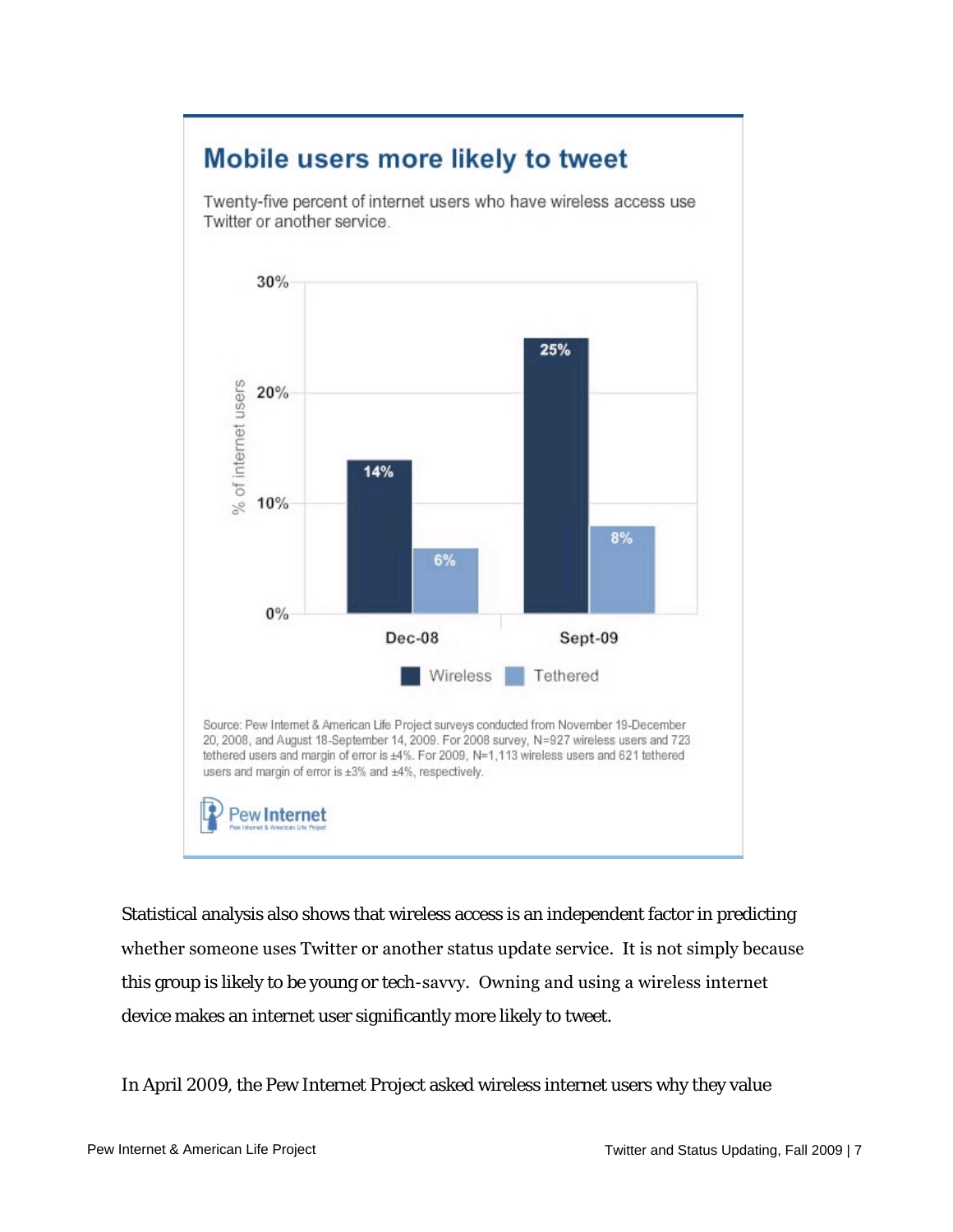## Mobile users more likely to tweet

Twenty-five percent of internet users who have wireless access use Twitter or another service.

| % of internet users | Wireless | Tethered |
|---|---|---|
| Dec-08 | 14% | 6% |
| Sept-09 | 25% | 8% |

Source: Pew Internet & American Life Project surveys conducted from November 19-December 20, 2008, and August 18-September 14, 2009. For 2008 survey, N=927 wireless users and 723 tethered users and margin of error is ±4%. For 2009, N=1,113 wireless users and 621 tethered users and margin of error is ±3% and ±4%, respectively.

Pew Internet

Statistical analysis also shows that wireless access is an independent factor in predicting whether someone uses Twitter or another status update service. It is not simply because this group is likely to be young or tech-savvy. Owning and using a wireless internet device makes an internet user significantly more likely to tweet.

In April 2009, the Pew Internet Project asked wireless internet users why they value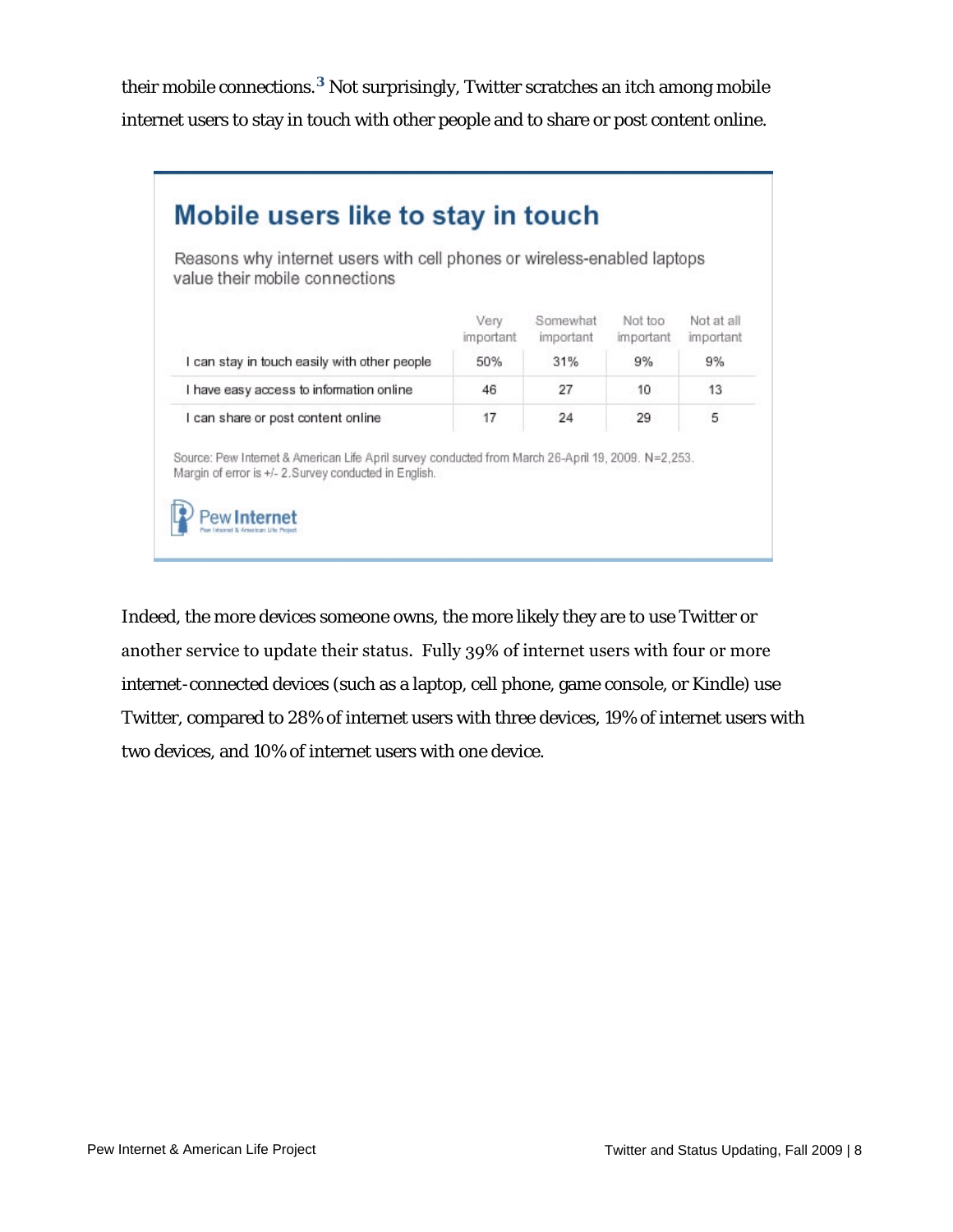their mobile connections.[3] Not surprisingly, Twitter scratches an itch among mobile internet users to stay in touch with other people and to share or post content online.

## Mobile users like to stay in touch

Reasons why internet users with cell phones or wireless-enabled laptops value their mobile connections

| | Very important | Somewhat important | Not too important | Not at all important |
|---|---|---|---|---|
| I can stay in touch easily with other people | 50% | 31% | 9% | 9% |
| I have easy access to information online | 46 | 27 | 10 | 13 |
| I can share or post content online | 17 | 24 | 29 | 5 |

Source: Pew Internet & American Life April survey conducted from March 26-April 19, 2009. N=2,253. Margin of error is +/- 2.Survey conducted in English.

Pew Internet

Indeed, the more devices someone owns, the more likely they are to use Twitter or another service to update their status. Fully 39% of internet users with four or more internet-connected devices (such as a laptop, cell phone, game console, or Kindle) use Twitter, compared to 28% of internet users with three devices, 19% of internet users with two devices, and 10% of internet users with one device.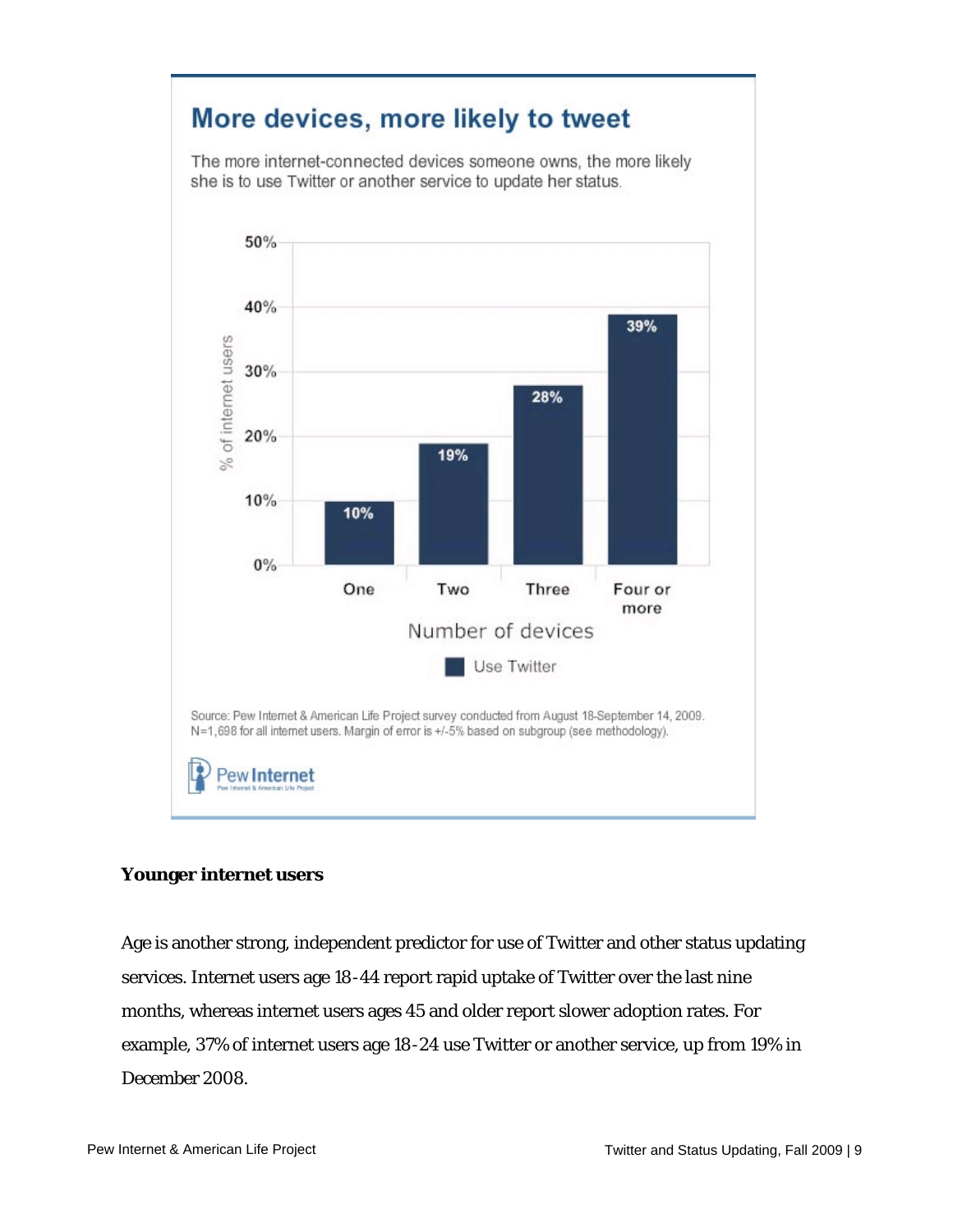## More devices, more likely to tweet

The more internet-connected devices someone owns, the more likely she is to use Twitter or another service to update her status.

| Number of devices | Use Twitter (% of internet users) |
|---|---|
| One | 10% |
| Two | 19% |
| Three | 28% |
| Four or more | 39% |

Source: Pew Internet & American Life Project survey conducted from August 18-September 14, 2009. N=1,698 for all internet users. Margin of error is +/-5% based on subgroup (see methodology).

**Younger internet users**

Age is another strong, independent predictor for use of Twitter and other status updating services. Internet users age 18-44 report rapid uptake of Twitter over the last nine months, whereas internet users ages 45 and older report slower adoption rates. For example, 37% of internet users age 18-24 use Twitter or another service, up from 19% in December 2008.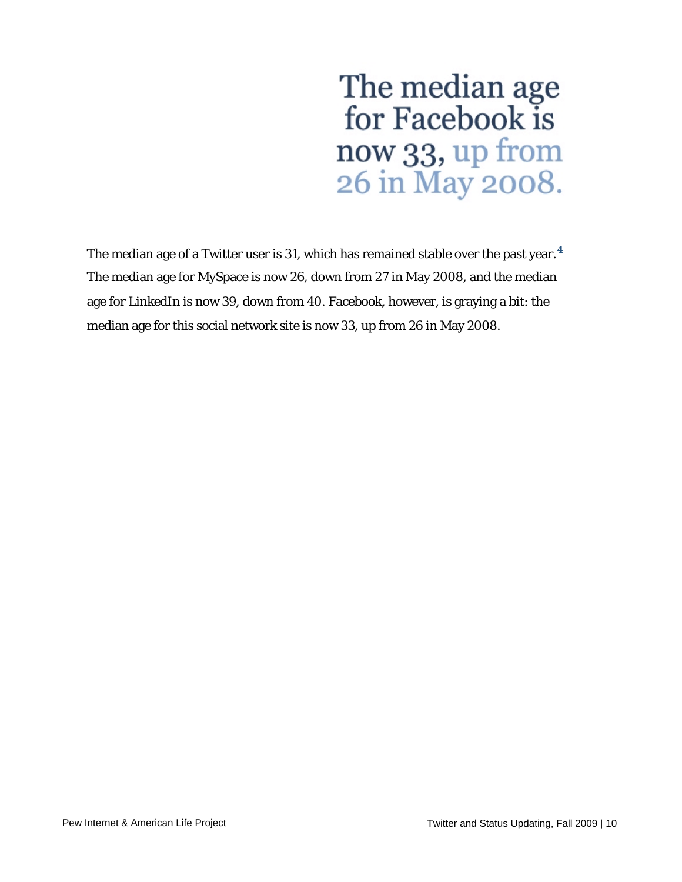> The median age for Facebook is now 33, up from 26 in May 2008.

The median age of a Twitter user is 31, which has remained stable over the past year.[4] The median age for MySpace is now 26, down from 27 in May 2008, and the median age for LinkedIn is now 39, down from 40. Facebook, however, is graying a bit: the median age for this social network site is now 33, up from 26 in May 2008.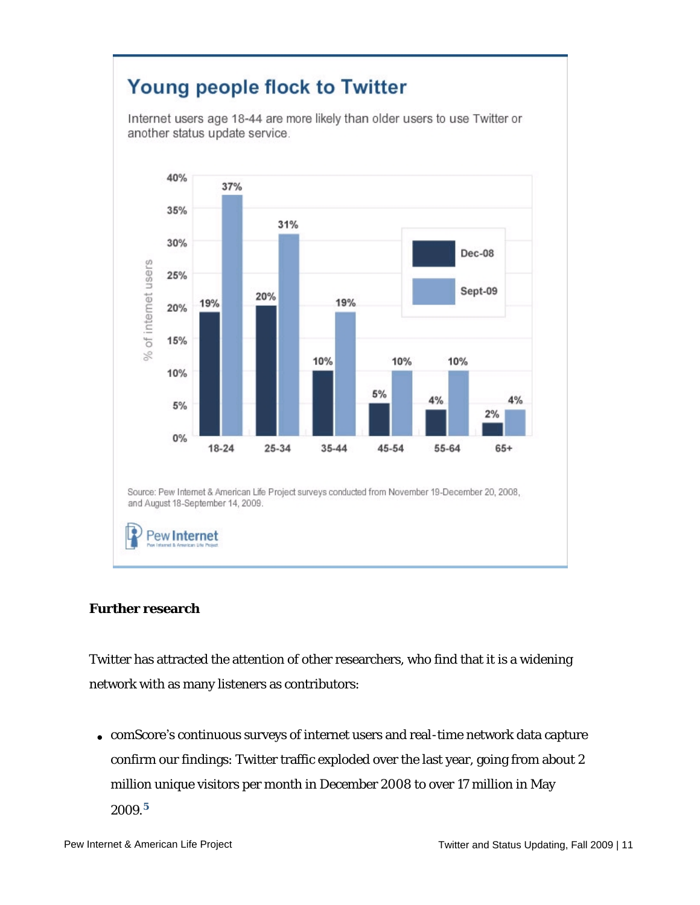## Young people flock to Twitter

Internet users age 18-44 are more likely than older users to use Twitter or another status update service.

| Age | Dec-08 | Sept-09 |
|---|---|---|
| 18-24 | 19% | 37% |
| 25-34 | 20% | 31% |
| 35-44 | 10% | 19% |
| 45-54 | 5% | 10% |
| 55-64 | 4% | 10% |
| 65+ | 2% | 4% |

Source: Pew Internet & American Life Project surveys conducted from November 19-December 20, 2008, and August 18-September 14, 2009.

### Further research

Twitter has attracted the attention of other researchers, who find that it is a widening network with as many listeners as contributors:

- comScore's continuous surveys of internet users and real-time network data capture confirm our findings: Twitter traffic exploded over the last year, going from about 2 million unique visitors per month in December 2008 to over 17 million in May 2009.[5]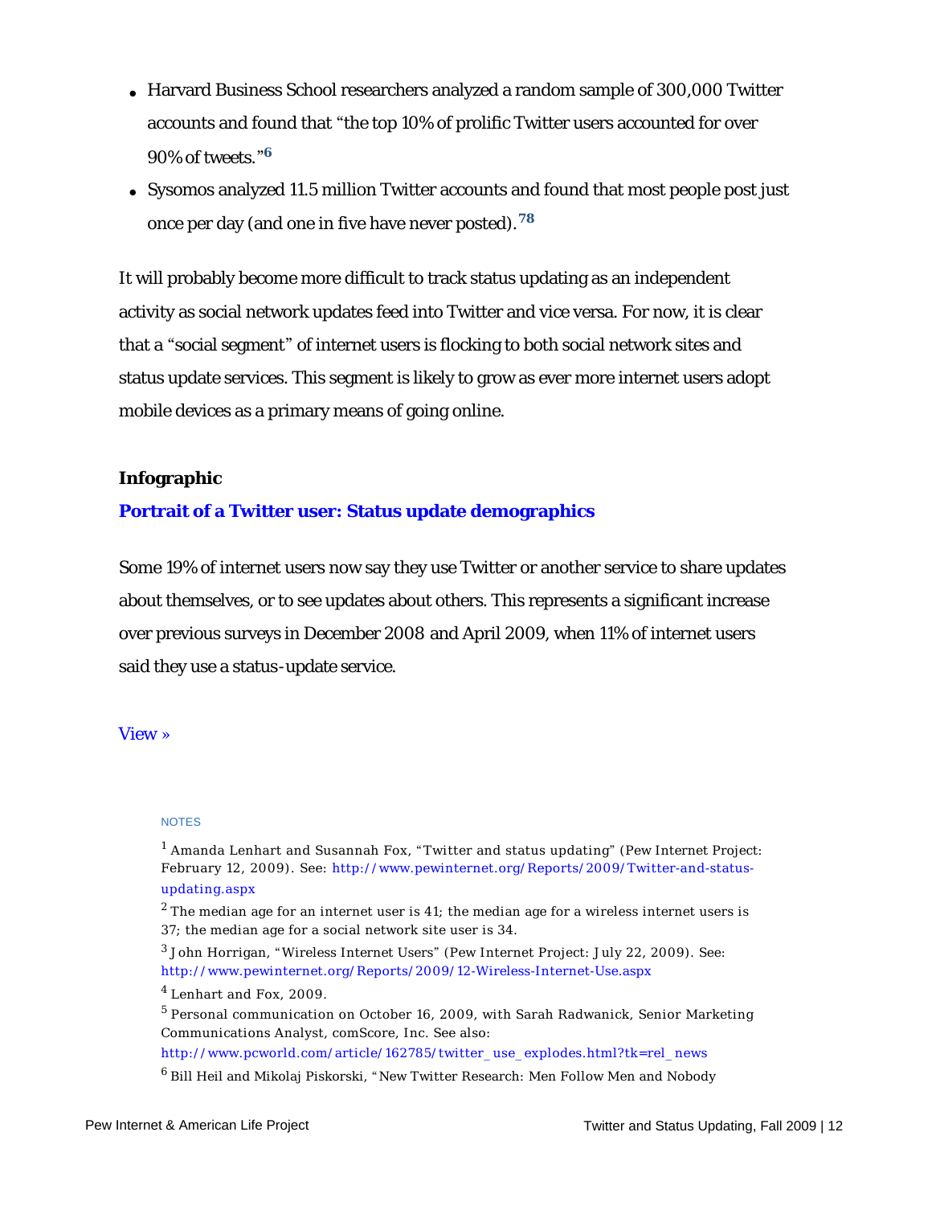- Harvard Business School researchers analyzed a random sample of 300,000 Twitter accounts and found that "the top 10% of prolific Twitter users accounted for over 90% of tweets."[6]
- Sysomos analyzed 11.5 million Twitter accounts and found that most people post just once per day (and one in five have never posted).[78]

It will probably become more difficult to track status updating as an independent activity as social network updates feed into Twitter and vice versa. For now, it is clear that a "social segment" of internet users is flocking to both social network sites and status update services. This segment is likely to grow as ever more internet users adopt mobile devices as a primary means of going online.

**Infographic**

**Portrait of a Twitter user: Status update demographics**

Some 19% of internet users now say they use Twitter or another service to share updates about themselves, or to see updates about others. This represents a significant increase over previous surveys in December 2008 and April 2009, when 11% of internet users said they use a status-update service.

View »

NOTES

[1] Amanda Lenhart and Susannah Fox, "Twitter and status updating" (Pew Internet Project: February 12, 2009). See: http://www.pewinternet.org/Reports/2009/Twitter-and-status-updating.aspx

[2] The median age for an internet user is 41; the median age for a wireless internet users is 37; the median age for a social network site user is 34.

[3] John Horrigan, "Wireless Internet Users" (Pew Internet Project: July 22, 2009). See: http://www.pewinternet.org/Reports/2009/12-Wireless-Internet-Use.aspx

[4] Lenhart and Fox, 2009.

[5] Personal communication on October 16, 2009, with Sarah Radwanick, Senior Marketing Communications Analyst, comScore, Inc. See also: http://www.pcworld.com/article/162785/twitter_use_explodes.html?tk=rel_news

[6] Bill Heil and Mikolaj Piskorski, "New Twitter Research: Men Follow Men and Nobody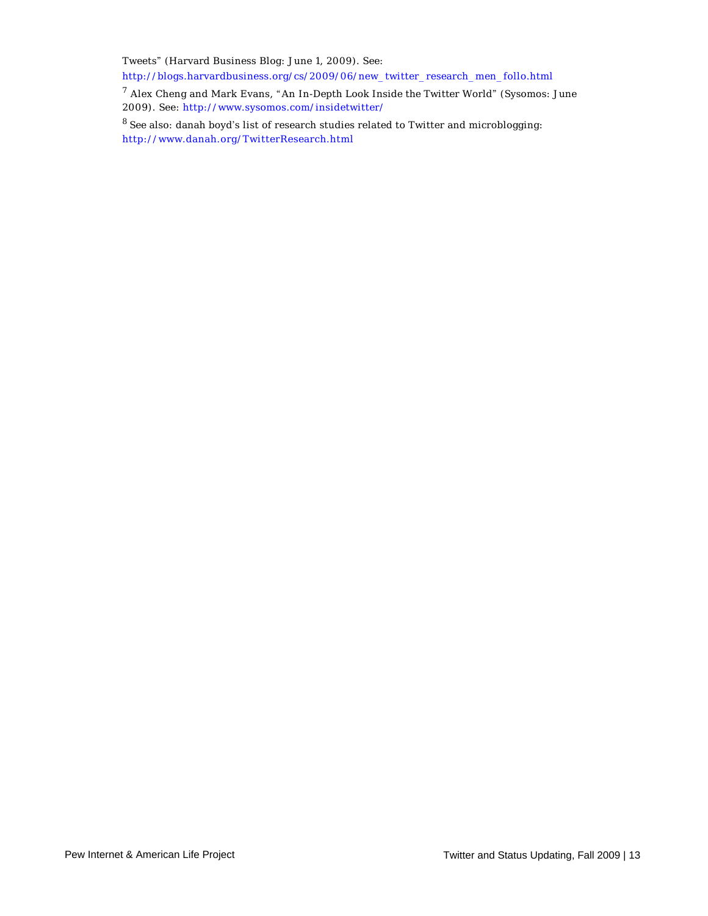Tweets" (Harvard Business Blog: June 1, 2009). See: http://blogs.harvardbusiness.org/cs/2009/06/new_twitter_research_men_follo.html

[7] Alex Cheng and Mark Evans, "An In-Depth Look Inside the Twitter World" (Sysomos: June 2009). See: http://www.sysomos.com/insidetwitter/

[8] See also: danah boyd's list of research studies related to Twitter and microblogging: http://www.danah.org/TwitterResearch.html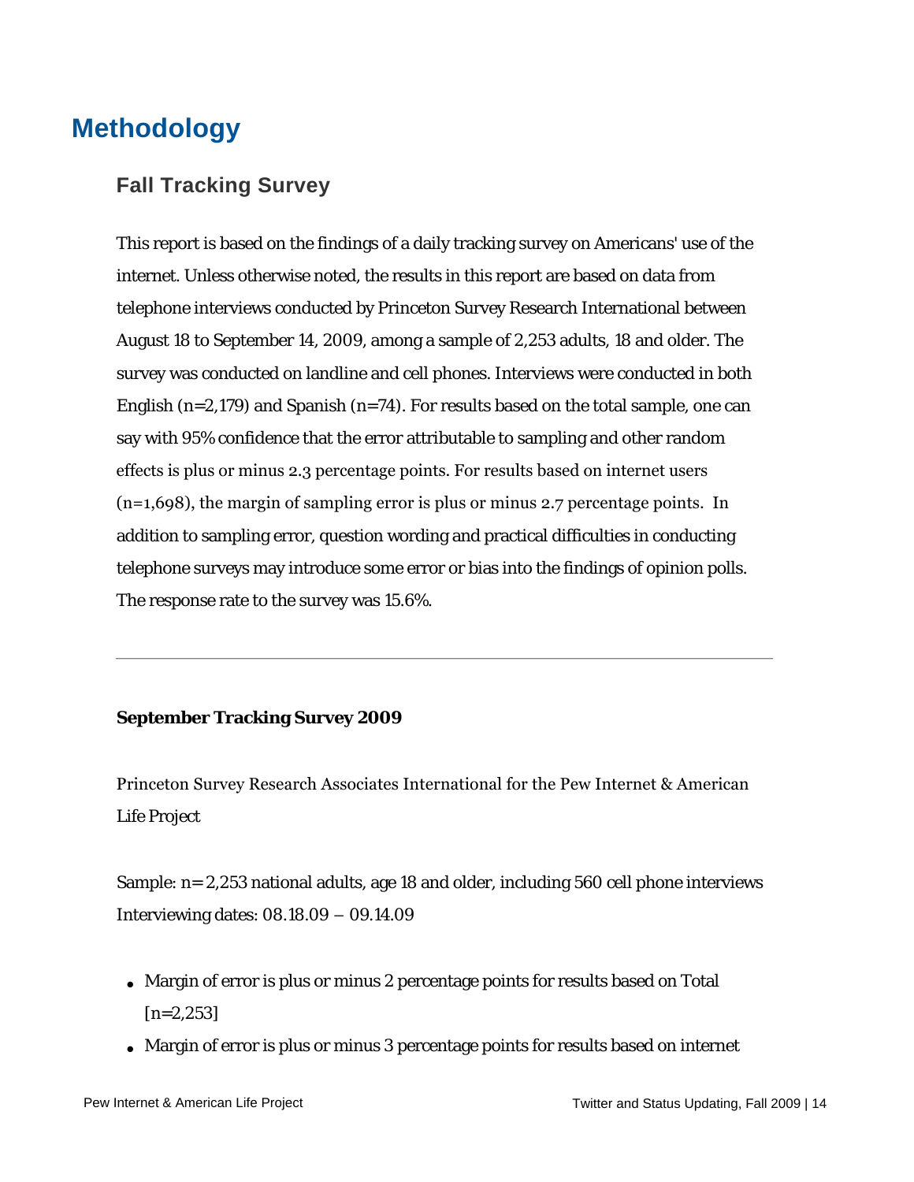# Methodology

## Fall Tracking Survey

This report is based on the findings of a daily tracking survey on Americans' use of the internet. Unless otherwise noted, the results in this report are based on data from telephone interviews conducted by Princeton Survey Research International between August 18 to September 14, 2009, among a sample of 2,253 adults, 18 and older. The survey was conducted on landline and cell phones. Interviews were conducted in both English (n=2,179) and Spanish (n=74). For results based on the total sample, one can say with 95% confidence that the error attributable to sampling and other random effects is plus or minus 2.3 percentage points. For results based on internet users (n=1,698), the margin of sampling error is plus or minus 2.7 percentage points. In addition to sampling error, question wording and practical difficulties in conducting telephone surveys may introduce some error or bias into the findings of opinion polls. The response rate to the survey was 15.6%.

---

**September Tracking Survey 2009**

Princeton Survey Research Associates International for the Pew Internet & American Life Project

Sample: n= 2,253 national adults, age 18 and older, including 560 cell phone interviews
Interviewing dates: 08.18.09 – 09.14.09

- Margin of error is plus or minus 2 percentage points for results based on Total [n=2,253]
- Margin of error is plus or minus 3 percentage points for results based on internet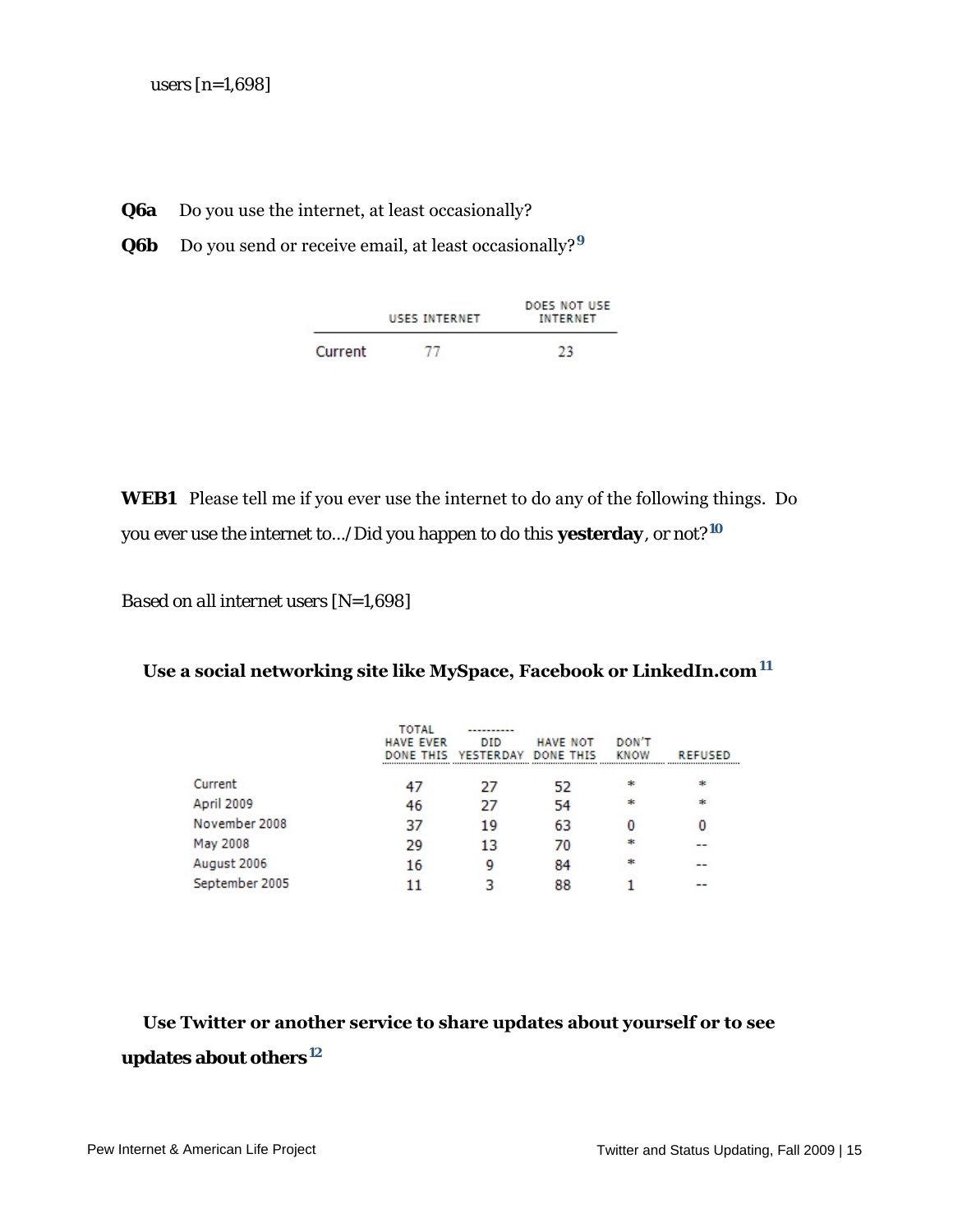users [n=1,698]

**Q6a** Do you use the internet, at least occasionally?

**Q6b** Do you send or receive email, at least occasionally?[9]

| | USES INTERNET | DOES NOT USE INTERNET |
|---|---|---|
| Current | 77 | 23 |

**WEB1** Please tell me if you ever use the internet to do any of the following things. Do you ever use the internet to…/Did you happen to do this **yesterday**, or not?[10]

*Based on all internet users [N=1,698]*

**Use a social networking site like MySpace, Facebook or LinkedIn.com**[11]

| | TOTAL HAVE EVER DONE THIS | ---------- DID YESTERDAY | HAVE NOT DONE THIS | DON'T KNOW | REFUSED |
|---|---|---|---|---|---|
| Current | 47 | 27 | 52 | * | * |
| April 2009 | 46 | 27 | 54 | * | * |
| November 2008 | 37 | 19 | 63 | 0 | 0 |
| May 2008 | 29 | 13 | 70 | * | -- |
| August 2006 | 16 | 9 | 84 | * | -- |
| September 2005 | 11 | 3 | 88 | 1 | -- |

**Use Twitter or another service to share updates about yourself or to see updates about others**[12]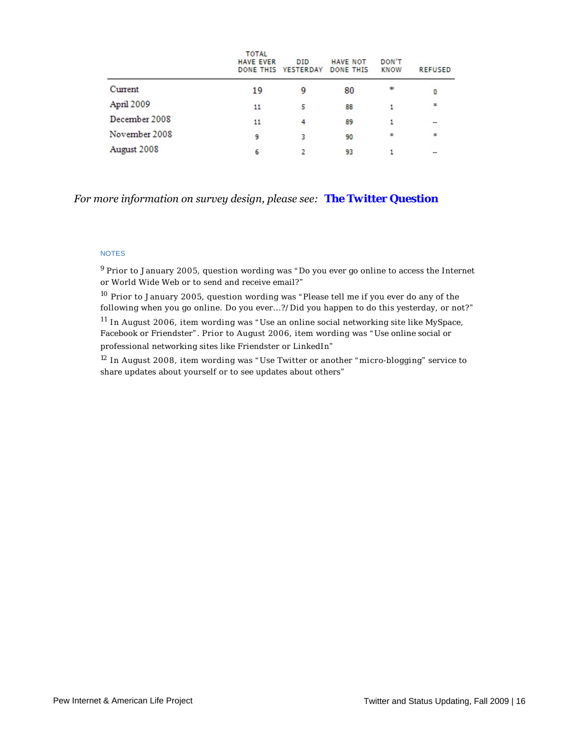| | TOTAL HAVE EVER DONE THIS | DID YESTERDAY | HAVE NOT DONE THIS | DON'T KNOW | REFUSED |
|---|---|---|---|---|---|
| Current | 19 | 9 | 80 | * | 0 |
| April 2009 | 11 | 5 | 88 | 1 | * |
| December 2008 | 11 | 4 | 89 | 1 | -- |
| November 2008 | 9 | 3 | 90 | * | * |
| August 2008 | 6 | 2 | 93 | 1 | -- |

*For more information on survey design, please see:* **The Twitter Question**

NOTES

[9] Prior to January 2005, question wording was "Do you ever go online to access the Internet or World Wide Web or to send and receive email?"

[10] Prior to January 2005, question wording was "Please tell me if you ever do any of the following when you go online. Do you ever...?/Did you happen to do this yesterday, or not?"

[11] In August 2006, item wording was "Use an online social networking site like MySpace, Facebook or Friendster". Prior to August 2006, item wording was "Use online social or professional networking sites like Friendster or LinkedIn"

[12] In August 2008, item wording was "Use Twitter or another "micro-blogging" service to share updates about yourself or to see updates about others"